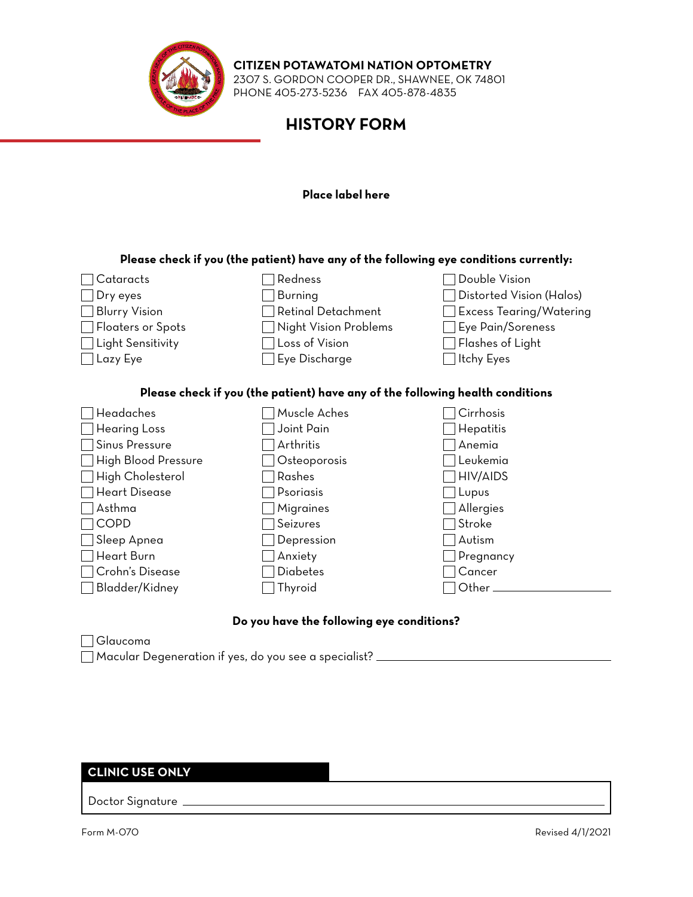**CITIZEN POTAWATOMI NATION OPTOMETRY**
2307 S. GORDON COOPER DR., SHAWNEE, OK 74801
PHONE 405-273-5236 FAX 405-878-4835

# HISTORY FORM

**Place label here**

**Please check if you (the patient) have any of the following eye conditions currently:**

- ☐ Cataracts
- ☐ Dry eyes
- ☐ Blurry Vision
- ☐ Floaters or Spots
- ☐ Light Sensitivity
- ☐ Lazy Eye
- ☐ Redness
- ☐ Burning
- ☐ Retinal Detachment
- ☐ Night Vision Problems
- ☐ Loss of Vision
- ☐ Eye Discharge
- ☐ Double Vision
- ☐ Distorted Vision (Halos)
- ☐ Excess Tearing/Watering
- ☐ Eye Pain/Soreness
- ☐ Flashes of Light
- ☐ Itchy Eyes

**Please check if you (the patient) have any of the following health conditions**

- ☐ Headaches
- ☐ Hearing Loss
- ☐ Sinus Pressure
- ☐ High Blood Pressure
- ☐ High Cholesterol
- ☐ Heart Disease
- ☐ Asthma
- ☐ COPD
- ☐ Sleep Apnea
- ☐ Heart Burn
- ☐ Crohn's Disease
- ☐ Bladder/Kidney
- ☐ Muscle Aches
- ☐ Joint Pain
- ☐ Arthritis
- ☐ Osteoporosis
- ☐ Rashes
- ☐ Psoriasis
- ☐ Migraines
- ☐ Seizures
- ☐ Depression
- ☐ Anxiety
- ☐ Diabetes
- ☐ Thyroid
- ☐ Cirrhosis
- ☐ Hepatitis
- ☐ Anemia
- ☐ Leukemia
- ☐ HIV/AIDS
- ☐ Lupus
- ☐ Allergies
- ☐ Stroke
- ☐ Autism
- ☐ Pregnancy
- ☐ Cancer
- ☐ Other ____________________

**Do you have the following eye conditions?**

- ☐ Glaucoma
- ☐ Macular Degeneration if yes, do you see a specialist? ________________________________

**CLINIC USE ONLY**

Doctor Signature ________________________________________________

Form M-070

Revised 4/1/2021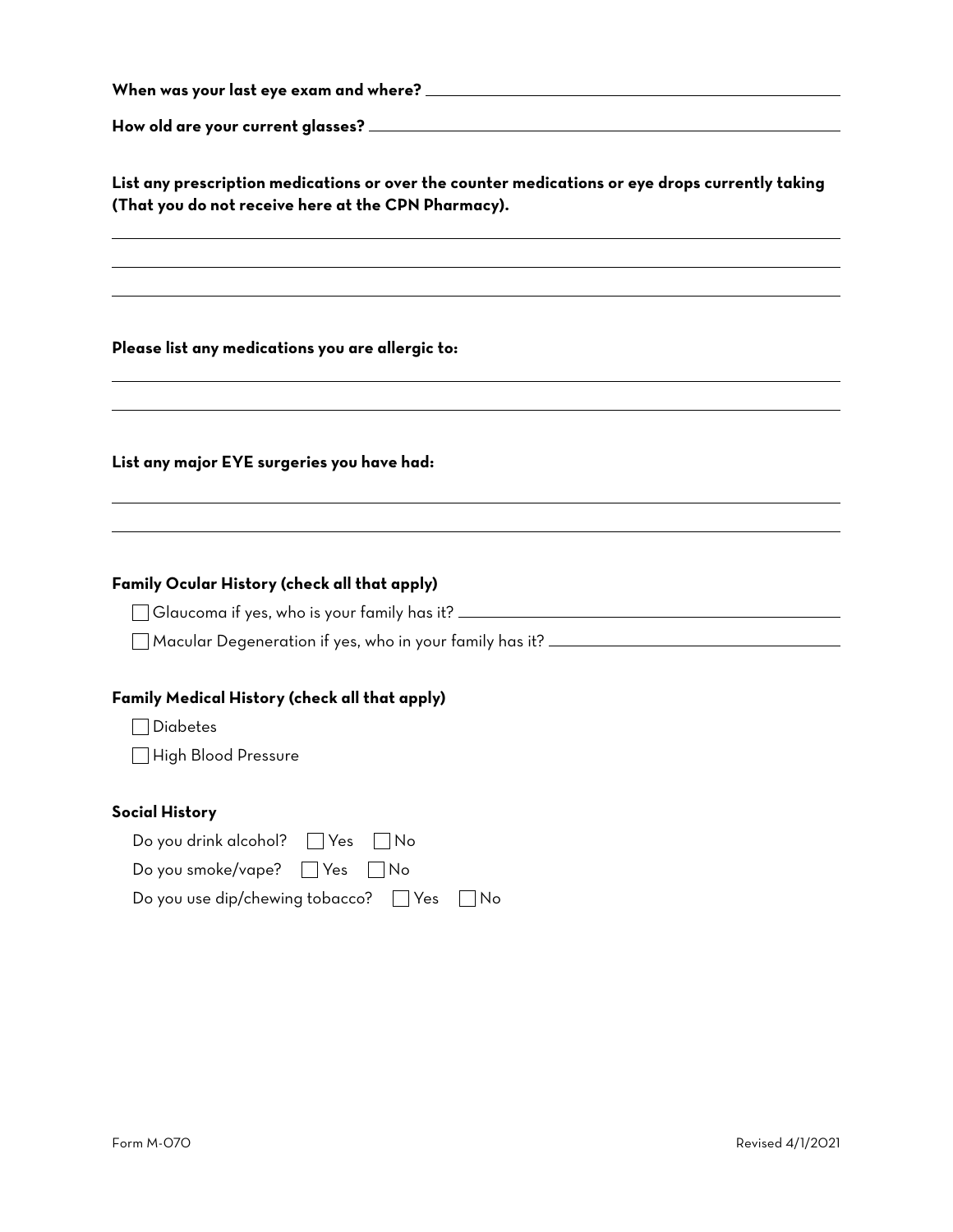**When was your last eye exam and where?** ___________________________________________

**How old are your current glasses?** ___________________________________________

**List any prescription medications or over the counter medications or eye drops currently taking (That you do not receive here at the CPN Pharmacy).**

___________________________________________

___________________________________________

___________________________________________

**Please list any medications you are allergic to:**

___________________________________________

___________________________________________

**List any major EYE surgeries you have had:**

___________________________________________

___________________________________________

**Family Ocular History (check all that apply)**

- ☐ Glaucoma if yes, who is your family has it? ___________________________________________
- ☐ Macular Degeneration if yes, who in your family has it? ___________________________________________

**Family Medical History (check all that apply)**

- ☐ Diabetes
- ☐ High Blood Pressure

**Social History**

Do you drink alcohol? ☐ Yes ☐ No

Do you smoke/vape? ☐ Yes ☐ No

Do you use dip/chewing tobacco? ☐ Yes ☐ No

Form M-070 Revised 4/1/2021